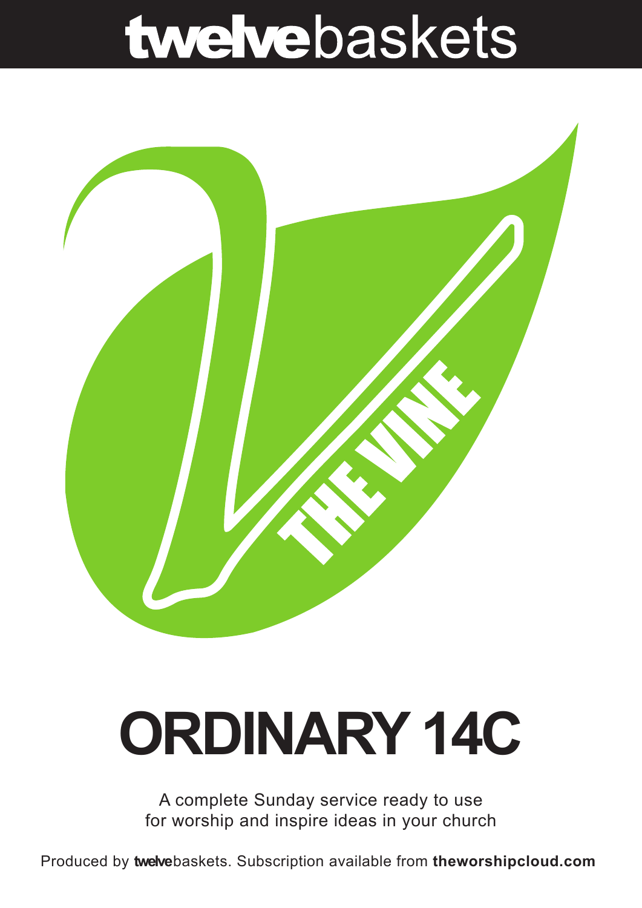# twelvebaskets

THE VINE

# ORDINARY 14C

A complete Sunday service ready to use for worship and inspire ideas in your church

Produced by **twelve**baskets. Subscription available from **theworshipcloud.com**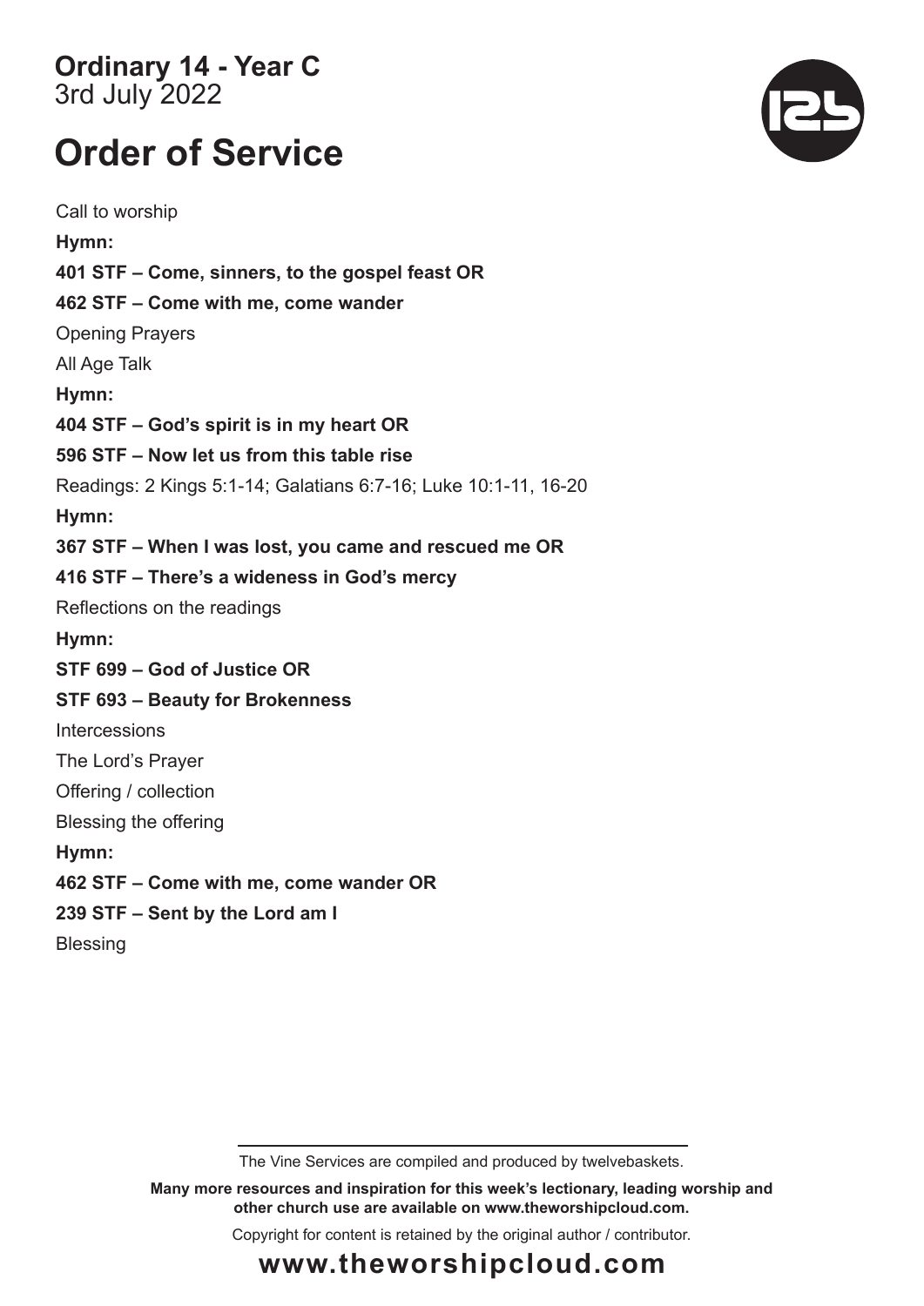**Ordinary 14 - Year C**
3rd July 2022

# Order of Service

Call to worship

**Hymn:**

**401 STF – Come, sinners, to the gospel feast OR**

**462 STF – Come with me, come wander**

Opening Prayers

All Age Talk

**Hymn:**

**404 STF – God's spirit is in my heart OR**

**596 STF – Now let us from this table rise**

Readings: 2 Kings 5:1-14; Galatians 6:7-16; Luke 10:1-11, 16-20

**Hymn:**

**367 STF – When I was lost, you came and rescued me OR**

**416 STF – There's a wideness in God's mercy**

Reflections on the readings

**Hymn:**

**STF 699 – God of Justice OR**

**STF 693 – Beauty for Brokenness**

Intercessions

The Lord's Prayer

Offering / collection

Blessing the offering

**Hymn:**

**462 STF – Come with me, come wander OR**

**239 STF – Sent by the Lord am I**

Blessing

The Vine Services are compiled and produced by twelvebaskets.

**Many more resources and inspiration for this week's lectionary, leading worship and other church use are available on www.theworshipcloud.com.**

Copyright for content is retained by the original author / contributor.

**www.theworshipcloud.com**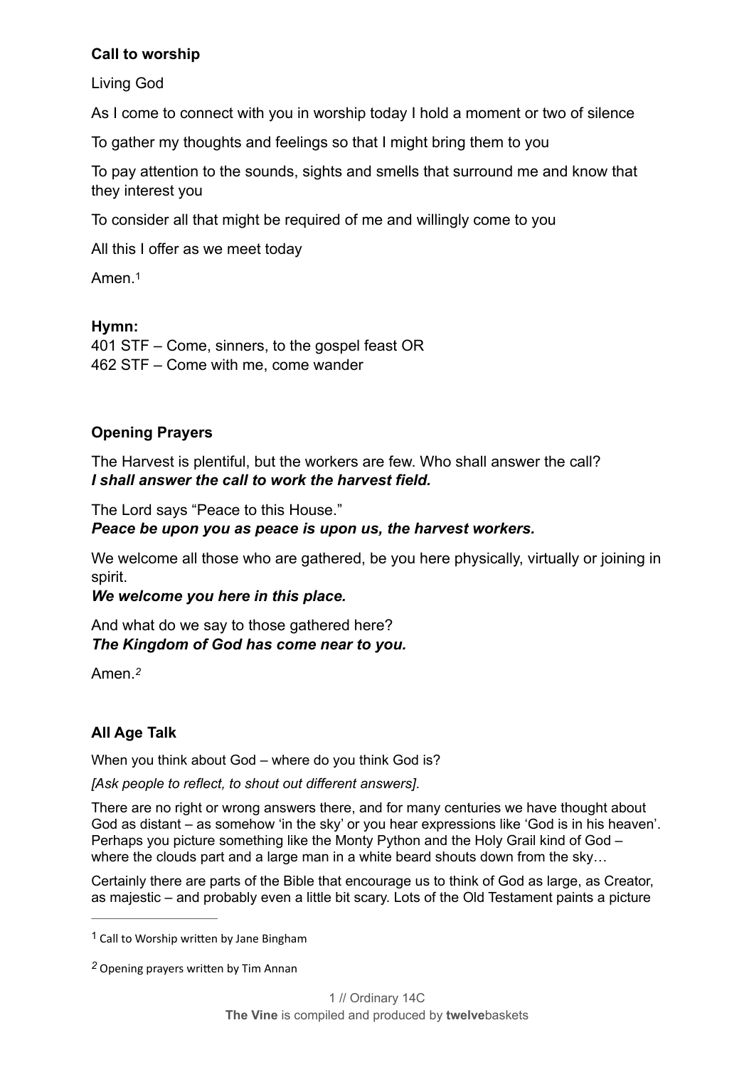**Call to worship**

Living God

As I come to connect with you in worship today I hold a moment or two of silence

To gather my thoughts and feelings so that I might bring them to you

To pay attention to the sounds, sights and smells that surround me and know that they interest you

To consider all that might be required of me and willingly come to you

All this I offer as we meet today

Amen.[1]

**Hymn:**
401 STF – Come, sinners, to the gospel feast OR
462 STF – Come with me, come wander

**Opening Prayers**

The Harvest is plentiful, but the workers are few. Who shall answer the call?
***I shall answer the call to work the harvest field.***

The Lord says "Peace to this House."
***Peace be upon you as peace is upon us, the harvest workers.***

We welcome all those who are gathered, be you here physically, virtually or joining in spirit.
***We welcome you here in this place.***

And what do we say to those gathered here?
***The Kingdom of God has come near to you.***

Amen.[2]

**All Age Talk**

When you think about God – where do you think God is?

*[Ask people to reflect, to shout out different answers]*.

There are no right or wrong answers there, and for many centuries we have thought about God as distant – as somehow 'in the sky' or you hear expressions like 'God is in his heaven'. Perhaps you picture something like the Monty Python and the Holy Grail kind of God – where the clouds part and a large man in a white beard shouts down from the sky…

Certainly there are parts of the Bible that encourage us to think of God as large, as Creator, as majestic – and probably even a little bit scary. Lots of the Old Testament paints a picture

---

[1] Call to Worship written by Jane Bingham

[2] Opening prayers written by Tim Annan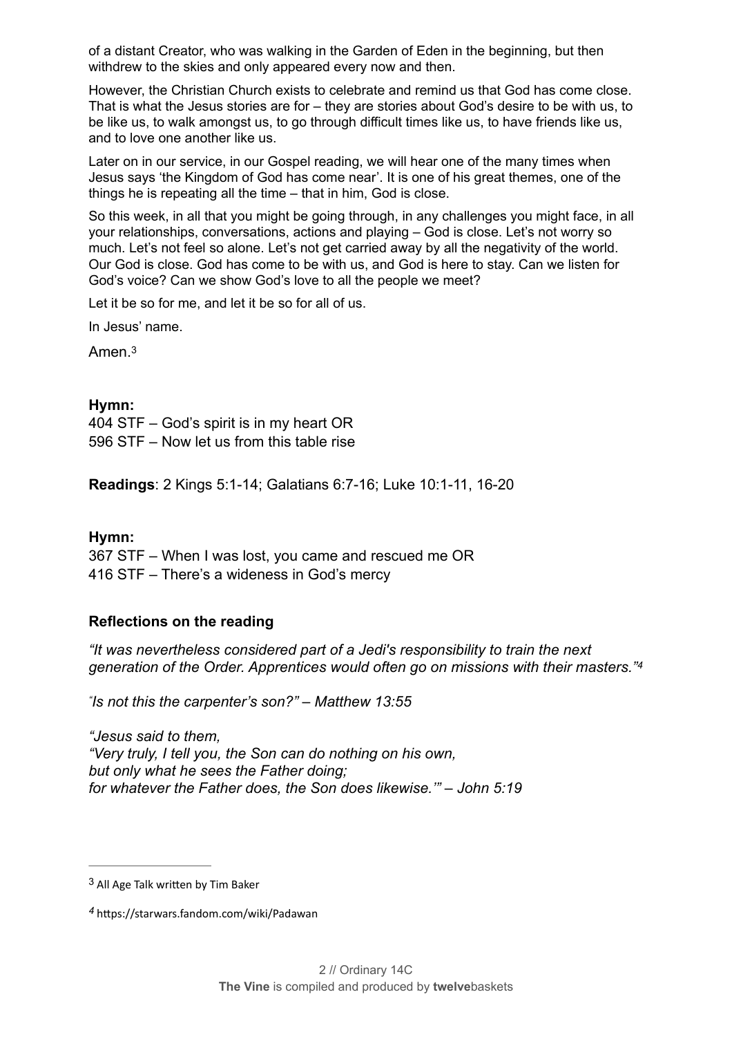of a distant Creator, who was walking in the Garden of Eden in the beginning, but then withdrew to the skies and only appeared every now and then.

However, the Christian Church exists to celebrate and remind us that God has come close. That is what the Jesus stories are for – they are stories about God's desire to be with us, to be like us, to walk amongst us, to go through difficult times like us, to have friends like us, and to love one another like us.

Later on in our service, in our Gospel reading, we will hear one of the many times when Jesus says 'the Kingdom of God has come near'. It is one of his great themes, one of the things he is repeating all the time – that in him, God is close.

So this week, in all that you might be going through, in any challenges you might face, in all your relationships, conversations, actions and playing – God is close. Let's not worry so much. Let's not feel so alone. Let's not get carried away by all the negativity of the world. Our God is close. God has come to be with us, and God is here to stay. Can we listen for God's voice? Can we show God's love to all the people we meet?

Let it be so for me, and let it be so for all of us.

In Jesus' name.

Amen.[3]

**Hymn:**
404 STF – God's spirit is in my heart OR
596 STF – Now let us from this table rise

**Readings**: 2 Kings 5:1-14; Galatians 6:7-16; Luke 10:1-11, 16-20

**Hymn:**
367 STF – When I was lost, you came and rescued me OR
416 STF – There's a wideness in God's mercy

### Reflections on the reading

*"It was nevertheless considered part of a Jedi's responsibility to train the next generation of the Order. Apprentices would often go on missions with their masters."*[4]

*"Is not this the carpenter's son?" – Matthew 13:55*

*"Jesus said to them,*
*"Very truly, I tell you, the Son can do nothing on his own,*
*but only what he sees the Father doing;*
*for whatever the Father does, the Son does likewise.'" – John 5:19*

---

[3] All Age Talk written by Tim Baker

[4] https://starwars.fandom.com/wiki/Padawan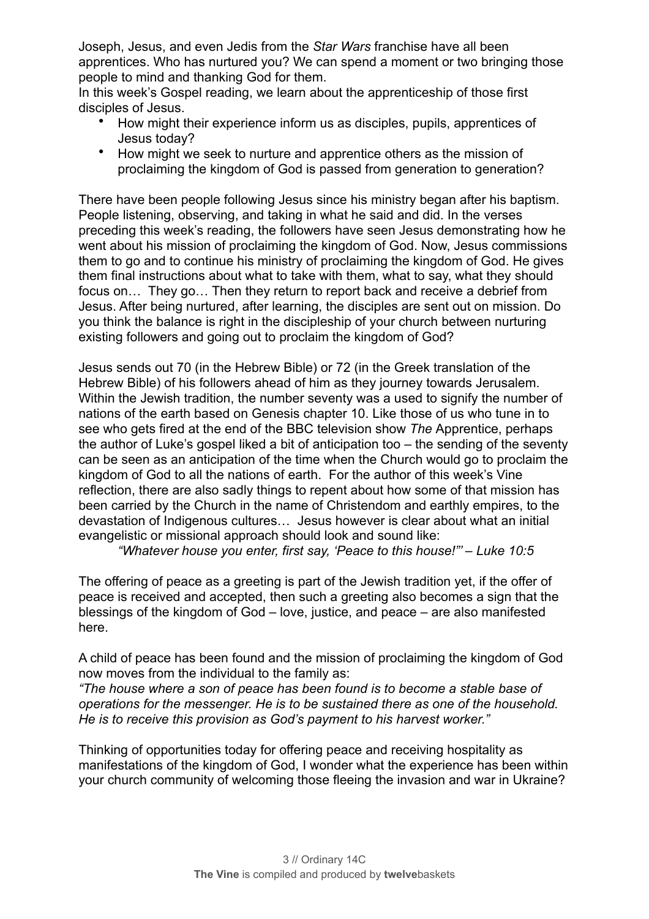Joseph, Jesus, and even Jedis from the *Star Wars* franchise have all been apprentices. Who has nurtured you? We can spend a moment or two bringing those people to mind and thanking God for them.

In this week's Gospel reading, we learn about the apprenticeship of those first disciples of Jesus.

- How might their experience inform us as disciples, pupils, apprentices of Jesus today?
- How might we seek to nurture and apprentice others as the mission of proclaiming the kingdom of God is passed from generation to generation?

There have been people following Jesus since his ministry began after his baptism. People listening, observing, and taking in what he said and did. In the verses preceding this week's reading, the followers have seen Jesus demonstrating how he went about his mission of proclaiming the kingdom of God. Now, Jesus commissions them to go and to continue his ministry of proclaiming the kingdom of God. He gives them final instructions about what to take with them, what to say, what they should focus on… They go… Then they return to report back and receive a debrief from Jesus. After being nurtured, after learning, the disciples are sent out on mission. Do you think the balance is right in the discipleship of your church between nurturing existing followers and going out to proclaim the kingdom of God?

Jesus sends out 70 (in the Hebrew Bible) or 72 (in the Greek translation of the Hebrew Bible) of his followers ahead of him as they journey towards Jerusalem. Within the Jewish tradition, the number seventy was a used to signify the number of nations of the earth based on Genesis chapter 10. Like those of us who tune in to see who gets fired at the end of the BBC television show *The* Apprentice, perhaps the author of Luke's gospel liked a bit of anticipation too – the sending of the seventy can be seen as an anticipation of the time when the Church would go to proclaim the kingdom of God to all the nations of earth. For the author of this week's Vine reflection, there are also sadly things to repent about how some of that mission has been carried by the Church in the name of Christendom and earthly empires, to the devastation of Indigenous cultures… Jesus however is clear about what an initial evangelistic or missional approach should look and sound like:

> *"Whatever house you enter, first say, 'Peace to this house!'" – Luke 10:5*

The offering of peace as a greeting is part of the Jewish tradition yet, if the offer of peace is received and accepted, then such a greeting also becomes a sign that the blessings of the kingdom of God – love, justice, and peace – are also manifested here.

A child of peace has been found and the mission of proclaiming the kingdom of God now moves from the individual to the family as:

*"The house where a son of peace has been found is to become a stable base of operations for the messenger. He is to be sustained there as one of the household. He is to receive this provision as God's payment to his harvest worker."*

Thinking of opportunities today for offering peace and receiving hospitality as manifestations of the kingdom of God, I wonder what the experience has been within your church community of welcoming those fleeing the invasion and war in Ukraine?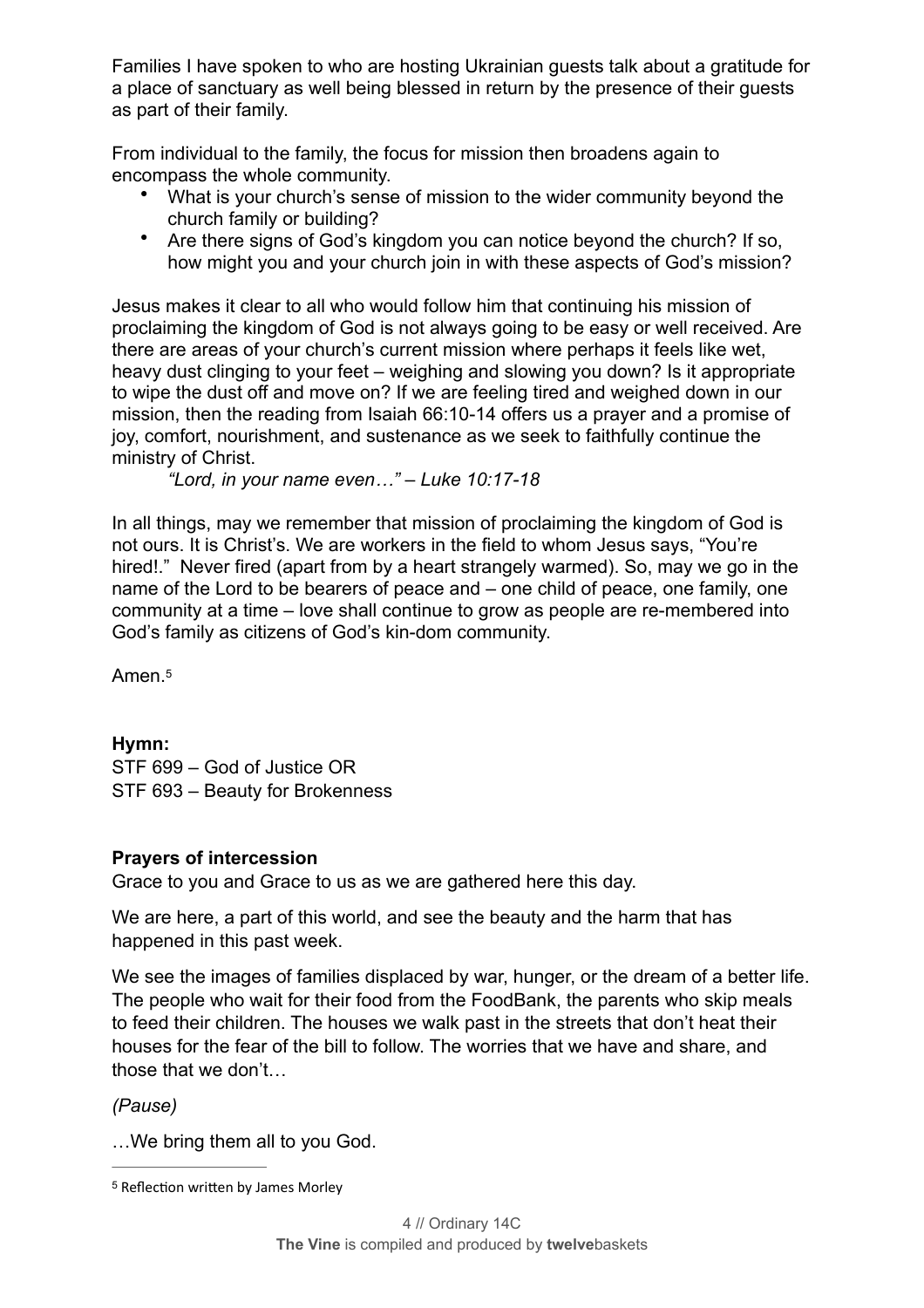Families I have spoken to who are hosting Ukrainian guests talk about a gratitude for a place of sanctuary as well being blessed in return by the presence of their guests as part of their family.

From individual to the family, the focus for mission then broadens again to encompass the whole community.

- What is your church's sense of mission to the wider community beyond the church family or building?
- Are there signs of God's kingdom you can notice beyond the church? If so, how might you and your church join in with these aspects of God's mission?

Jesus makes it clear to all who would follow him that continuing his mission of proclaiming the kingdom of God is not always going to be easy or well received. Are there are areas of your church's current mission where perhaps it feels like wet, heavy dust clinging to your feet – weighing and slowing you down? Is it appropriate to wipe the dust off and move on? If we are feeling tired and weighed down in our mission, then the reading from Isaiah 66:10-14 offers us a prayer and a promise of joy, comfort, nourishment, and sustenance as we seek to faithfully continue the ministry of Christ.

*"Lord, in your name even…" – Luke 10:17-18*

In all things, may we remember that mission of proclaiming the kingdom of God is not ours. It is Christ's. We are workers in the field to whom Jesus says, "You're hired!." Never fired (apart from by a heart strangely warmed). So, may we go in the name of the Lord to be bearers of peace and – one child of peace, one family, one community at a time – love shall continue to grow as people are re-membered into God's family as citizens of God's kin-dom community.

Amen.[5]

**Hymn:**
STF 699 – God of Justice OR
STF 693 – Beauty for Brokenness

**Prayers of intercession**

Grace to you and Grace to us as we are gathered here this day.

We are here, a part of this world, and see the beauty and the harm that has happened in this past week.

We see the images of families displaced by war, hunger, or the dream of a better life. The people who wait for their food from the FoodBank, the parents who skip meals to feed their children. The houses we walk past in the streets that don't heat their houses for the fear of the bill to follow. The worries that we have and share, and those that we don't…

*(Pause)*

…We bring them all to you God.

[5] Reflection written by James Morley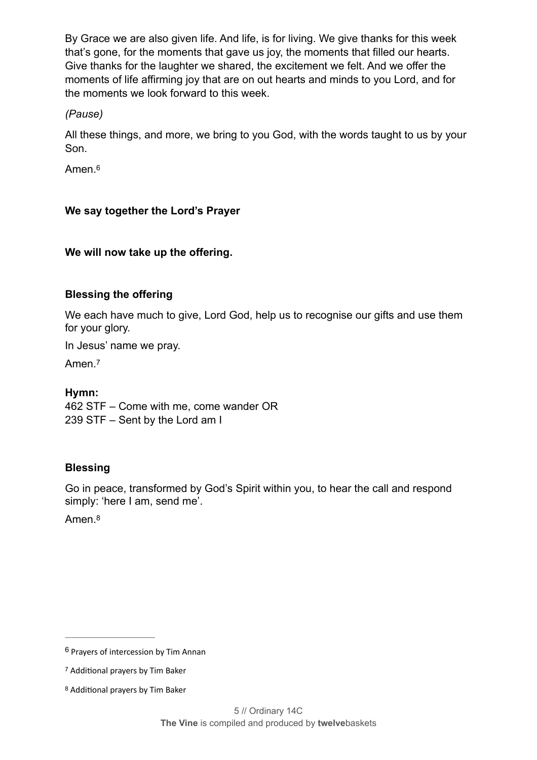By Grace we are also given life. And life, is for living. We give thanks for this week that's gone, for the moments that gave us joy, the moments that filled our hearts. Give thanks for the laughter we shared, the excitement we felt. And we offer the moments of life affirming joy that are on out hearts and minds to you Lord, and for the moments we look forward to this week.

*(Pause)*

All these things, and more, we bring to you God, with the words taught to us by your Son.

Amen.[6]

**We say together the Lord's Prayer**

**We will now take up the offering.**

**Blessing the offering**

We each have much to give, Lord God, help us to recognise our gifts and use them for your glory.

In Jesus' name we pray.

Amen.[7]

**Hymn:**
462 STF – Come with me, come wander OR
239 STF – Sent by the Lord am I

**Blessing**

Go in peace, transformed by God's Spirit within you, to hear the call and respond simply: 'here I am, send me'.

Amen.[8]

---

[6] Prayers of intercession by Tim Annan

[7] Additional prayers by Tim Baker

[8] Additional prayers by Tim Baker